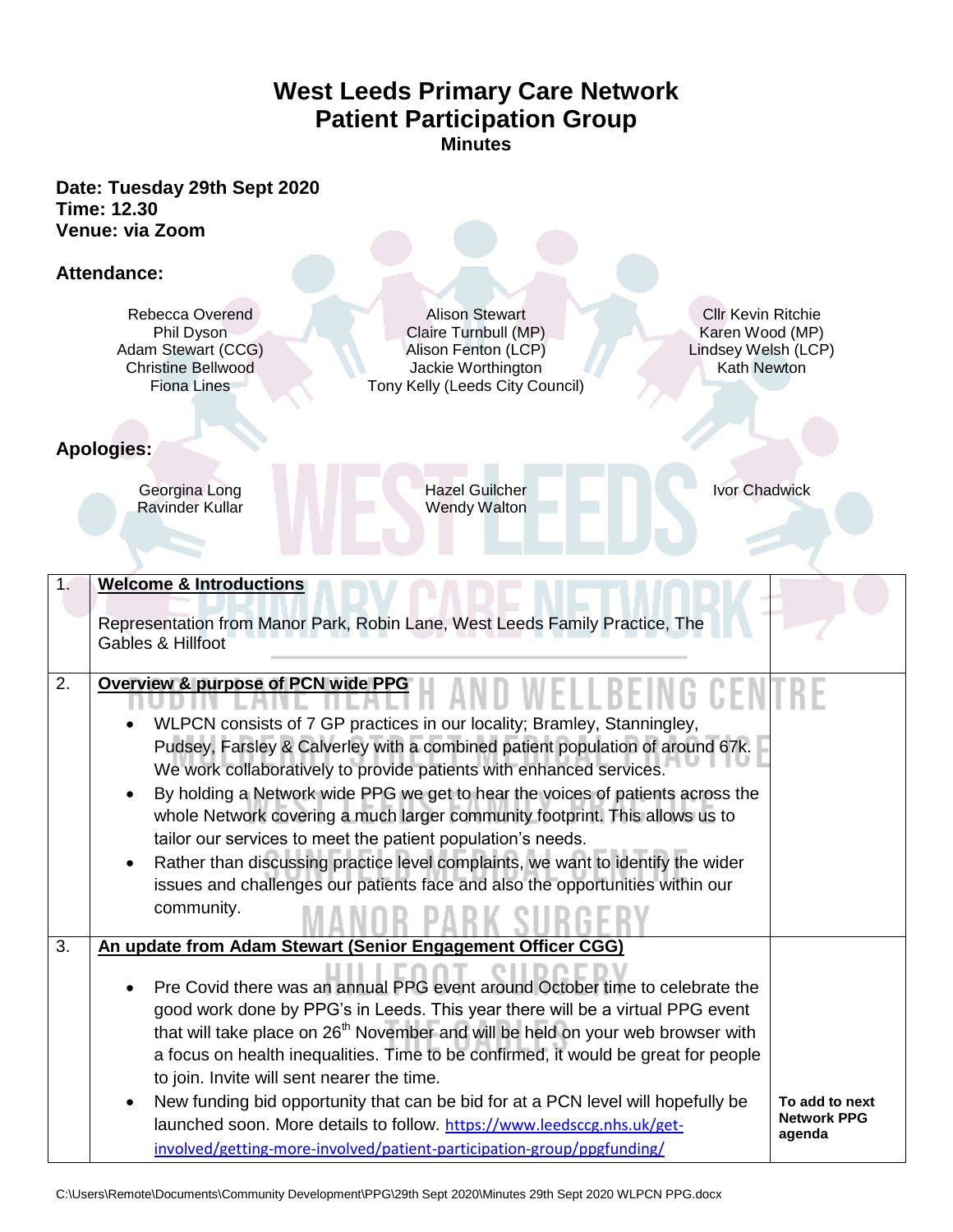# West Leeds Primary Care Network
# Patient Participation Group
## Minutes

**Date: Tuesday 29th Sept 2020**
**Time: 12.30**
**Venue: via Zoom**

### Attendance:

Rebecca Overend
Phil Dyson
Adam Stewart (CCG)
Christine Bellwood
Fiona Lines
Alison Stewart
Claire Turnbull (MP)
Alison Fenton (LCP)
Jackie Worthington
Tony Kelly (Leeds City Council)
Cllr Kevin Ritchie
Karen Wood (MP)
Lindsey Welsh (LCP)
Kath Newton

### Apologies:

Georgina Long
Ravinder Kullar
Hazel Guilcher
Wendy Walton
Ivor Chadwick

| | | |
|---|---|---|
| 1. | **Welcome & Introductions**<br><br>Representation from Manor Park, Robin Lane, West Leeds Family Practice, The Gables & Hillfoot | |
| 2. | **Overview & purpose of PCN wide PPG**<br><br>• WLPCN consists of 7 GP practices in our locality; Bramley, Stanningley, Pudsey, Farsley & Calverley with a combined patient population of around 67k. We work collaboratively to provide patients with enhanced services.<br>• By holding a Network wide PPG we get to hear the voices of patients across the whole Network covering a much larger community footprint. This allows us to tailor our services to meet the patient population's needs.<br>• Rather than discussing practice level complaints, we want to identify the wider issues and challenges our patients face and also the opportunities within our community. | |
| 3. | **An update from Adam Stewart (Senior Engagement Officer CGG)**<br><br>• Pre Covid there was an annual PPG event around October time to celebrate the good work done by PPG's in Leeds. This year there will be a virtual PPG event that will take place on 26th November and will be held on your web browser with a focus on health inequalities. Time to be confirmed, it would be great for people to join. Invite will sent nearer the time.<br>• New funding bid opportunity that can be bid for at a PCN level will hopefully be launched soon. More details to follow. https://www.leedsccg.nhs.uk/get-involved/getting-more-involved/patient-participation-group/ppgfunding/ | **To add to next Network PPG agenda** |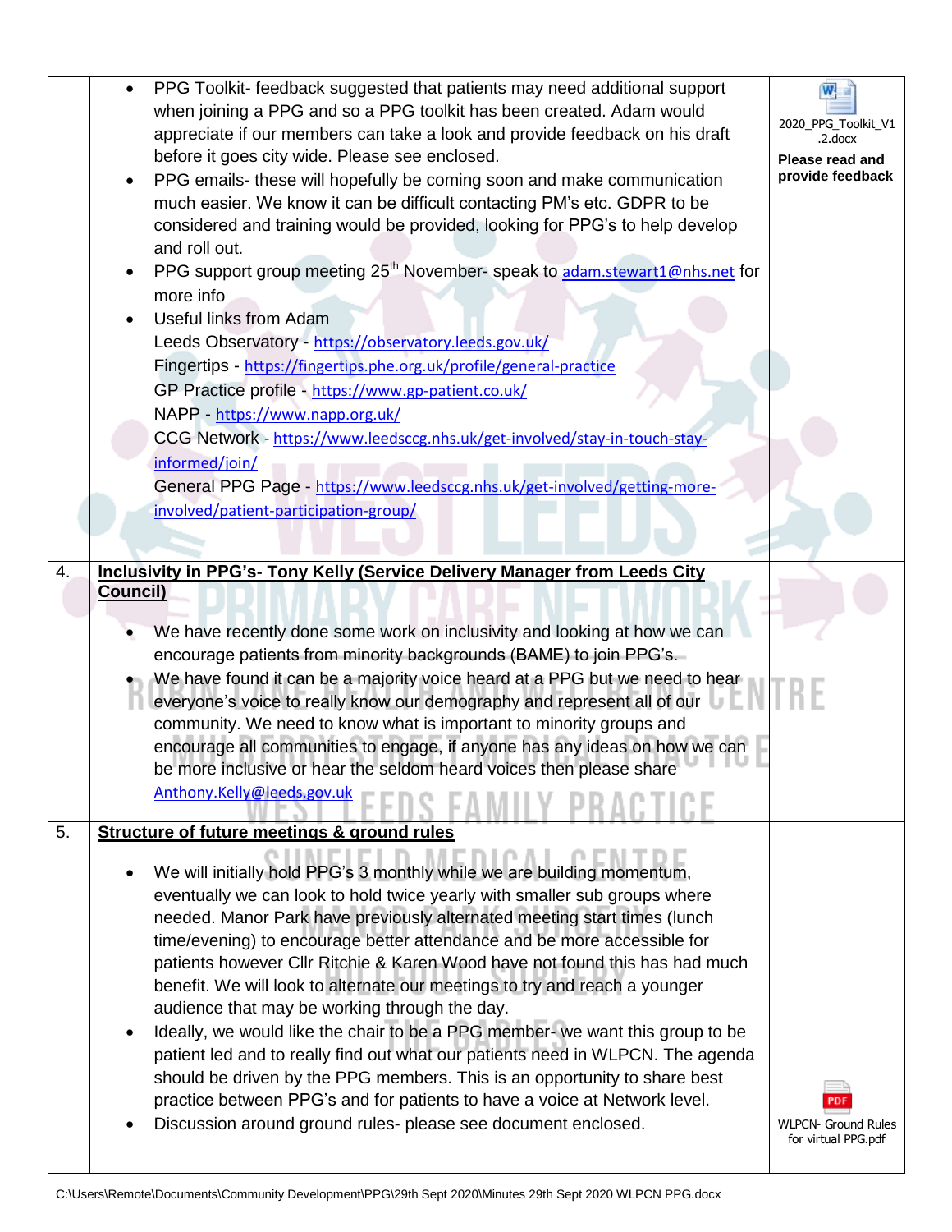| | | |
|---|---|---|
| | • PPG Toolkit- feedback suggested that patients may need additional support when joining a PPG and so a PPG toolkit has been created. Adam would appreciate if our members can take a look and provide feedback on his draft before it goes city wide. Please see enclosed.<br>• PPG emails- these will hopefully be coming soon and make communication much easier. We know it can be difficult contacting PM's etc. GDPR to be considered and training would be provided, looking for PPG's to help develop and roll out.<br>• PPG support group meeting 25th November- speak to adam.stewart1@nhs.net for more info<br>• Useful links from Adam<br>Leeds Observatory - https://observatory.leeds.gov.uk/<br>Fingertips - https://fingertips.phe.org.uk/profile/general-practice<br>GP Practice profile - https://www.gp-patient.co.uk/<br>NAPP - https://www.napp.org.uk/<br>CCG Network - https://www.leedsccg.nhs.uk/get-involved/stay-in-touch-stay-informed/join/<br>General PPG Page - https://www.leedsccg.nhs.uk/get-involved/getting-more-involved/patient-participation-group/ | 2020_PPG_Toolkit_V1.2.docx<br>**Please read and provide feedback** |
| 4. | **Inclusivity in PPG's- Tony Kelly (Service Delivery Manager from Leeds City Council)**<br><br>• We have recently done some work on inclusivity and looking at how we can encourage patients from minority backgrounds (BAME) to join PPG's.<br>• We have found it can be a majority voice heard at a PPG but we need to hear everyone's voice to really know our demography and represent all of our community. We need to know what is important to minority groups and encourage all communities to engage, if anyone has any ideas on how we can be more inclusive or hear the seldom heard voices then please share Anthony.Kelly@leeds.gov.uk | |
| 5. | **Structure of future meetings & ground rules**<br><br>• We will initially hold PPG's 3 monthly while we are building momentum, eventually we can look to hold twice yearly with smaller sub groups where needed. Manor Park have previously alternated meeting start times (lunch time/evening) to encourage better attendance and be more accessible for patients however Cllr Ritchie & Karen Wood have not found this has had much benefit. We will look to alternate our meetings to try and reach a younger audience that may be working through the day.<br>• Ideally, we would like the chair to be a PPG member- we want this group to be patient led and to really find out what our patients need in WLPCN. The agenda should be driven by the PPG members. This is an opportunity to share best practice between PPG's and for patients to have a voice at Network level.<br>• Discussion around ground rules- please see document enclosed. | WLPCN- Ground Rules for virtual PPG.pdf |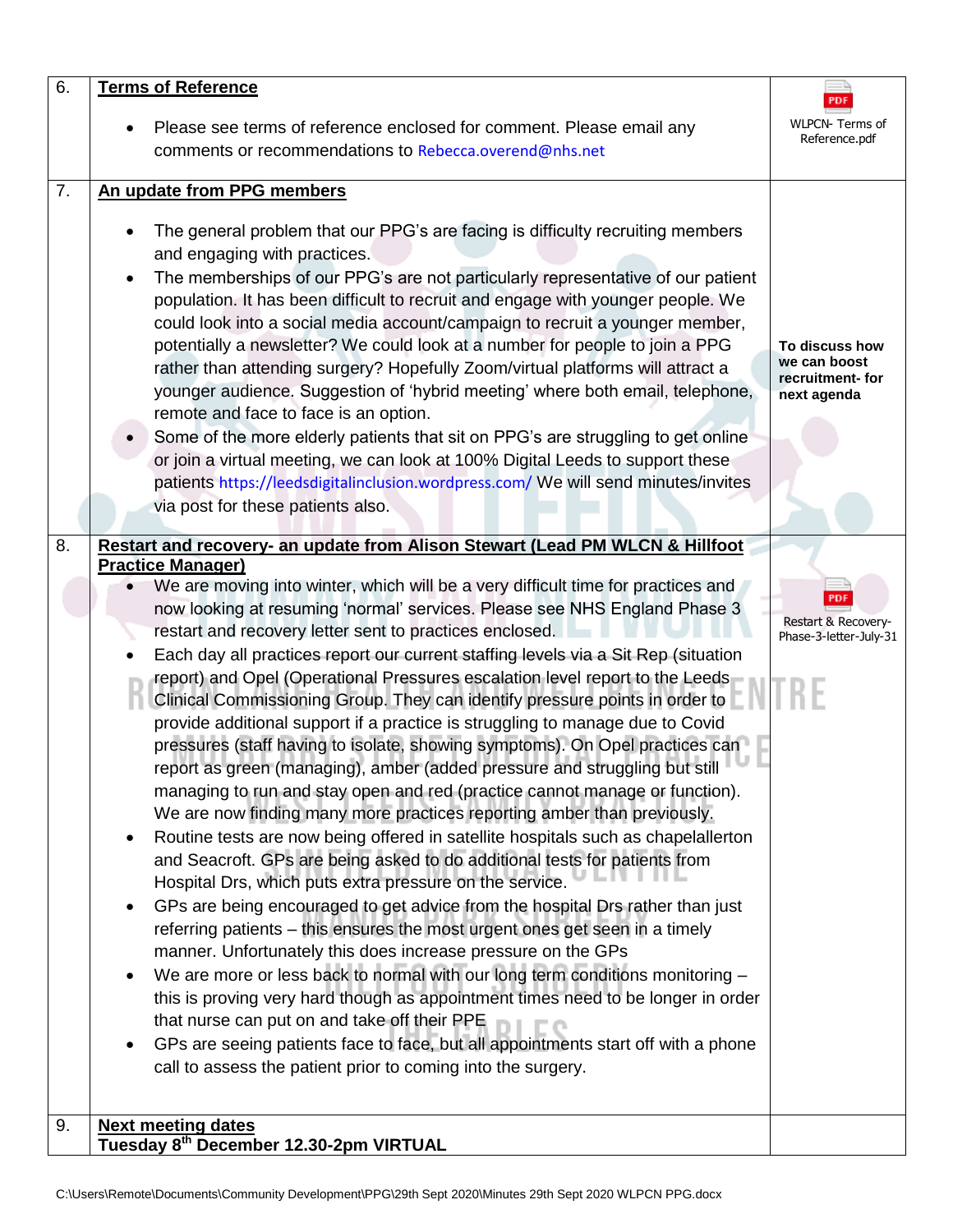| | | |
|---|---|---|
| 6. | **Terms of Reference**<br><br>• Please see terms of reference enclosed for comment. Please email any comments or recommendations to Rebecca.overend@nhs.net | PDF<br>WLPCN- Terms of Reference.pdf |
| 7. | **An update from PPG members**<br><br>• The general problem that our PPG's are facing is difficulty recruiting members and engaging with practices.<br>• The memberships of our PPG's are not particularly representative of our patient population. It has been difficult to recruit and engage with younger people. We could look into a social media account/campaign to recruit a younger member, potentially a newsletter? We could look at a number for people to join a PPG rather than attending surgery? Hopefully Zoom/virtual platforms will attract a younger audience. Suggestion of 'hybrid meeting' where both email, telephone, remote and face to face is an option.<br>• Some of the more elderly patients that sit on PPG's are struggling to get online or join a virtual meeting, we can look at 100% Digital Leeds to support these patients https://leedsdigitalinclusion.wordpress.com/ We will send minutes/invites via post for these patients also. | **To discuss how we can boost recruitment- for next agenda** |
| 8. | **Restart and recovery- an update from Alison Stewart (Lead PM WLCN & Hillfoot Practice Manager)**<br>• We are moving into winter, which will be a very difficult time for practices and now looking at resuming 'normal' services. Please see NHS England Phase 3 restart and recovery letter sent to practices enclosed.<br>• Each day all practices report our current staffing levels via a Sit Rep (situation report) and Opel (Operational Pressures escalation level report to the Leeds Clinical Commissioning Group. They can identify pressure points in order to provide additional support if a practice is struggling to manage due to Covid pressures (staff having to isolate, showing symptoms). On Opel practices can report as green (managing), amber (added pressure and struggling but still managing to run and stay open and red (practice cannot manage or function). We are now finding many more practices reporting amber than previously.<br>• Routine tests are now being offered in satellite hospitals such as chapelallerton and Seacroft. GPs are being asked to do additional tests for patients from Hospital Drs, which puts extra pressure on the service.<br>• GPs are being encouraged to get advice from the hospital Drs rather than just referring patients – this ensures the most urgent ones get seen in a timely manner. Unfortunately this does increase pressure on the GPs<br>• We are more or less back to normal with our long term conditions monitoring – this is proving very hard though as appointment times need to be longer in order that nurse can put on and take off their PPE<br>• GPs are seeing patients face to face, but all appointments start off with a phone call to assess the patient prior to coming into the surgery. | PDF<br>Restart & Recovery-Phase-3-letter-July-31 |
| 9. | **Next meeting dates**<br>**Tuesday 8th December 12.30-2pm VIRTUAL** | |

C:\Users\Remote\Documents\Community Development\PPG\29th Sept 2020\Minutes 29th Sept 2020 WLPCN PPG.docx